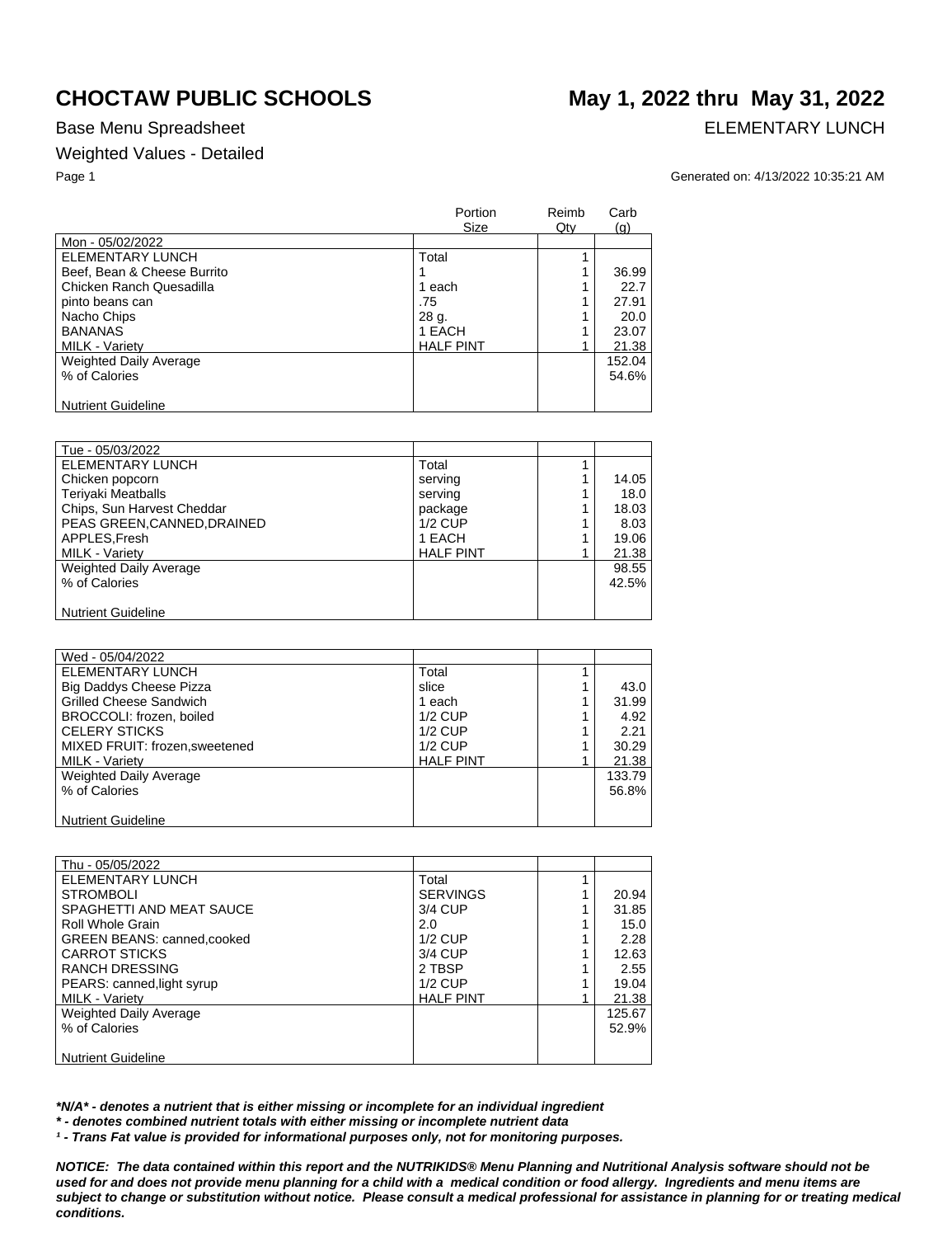# CHOCTAW PUBLIC SCHOOLS

# May 1, 2022 thru May 31, 2022

Base Menu Spreadsheet

ELEMENTARY LUNCH

Weighted Values - Detailed

Generated on: 4/13/2022 10:35:21 AM

| | Portion Size | Reimb Qty | Carb (g) |
|---|---|---|---|
| Mon - 05/02/2022 | | | |
| ELEMENTARY LUNCH | Total | 1 | |
| Beef, Bean & Cheese Burrito | 1 | 1 | 36.99 |
| Chicken Ranch Quesadilla | 1 each | 1 | 22.7 |
| pinto beans can | .75 | 1 | 27.91 |
| Nacho Chips | 28 g. | 1 | 20.0 |
| BANANAS | 1 EACH | 1 | 23.07 |
| MILK - Variety | HALF PINT | 1 | 21.38 |
| Weighted Daily Average | | | 152.04 |
| % of Calories | | | 54.6% |
| Nutrient Guideline | | | |

| | Portion Size | Reimb Qty | Carb (g) |
|---|---|---|---|
| Tue - 05/03/2022 | | | |
| ELEMENTARY LUNCH | Total | 1 | |
| Chicken popcorn | serving | 1 | 14.05 |
| Teriyaki Meatballs | serving | 1 | 18.0 |
| Chips, Sun Harvest Cheddar | package | 1 | 18.03 |
| PEAS GREEN,CANNED,DRAINED | 1/2 CUP | 1 | 8.03 |
| APPLES,Fresh | 1 EACH | 1 | 19.06 |
| MILK - Variety | HALF PINT | 1 | 21.38 |
| Weighted Daily Average | | | 98.55 |
| % of Calories | | | 42.5% |
| Nutrient Guideline | | | |

| | Portion Size | Reimb Qty | Carb (g) |
|---|---|---|---|
| Wed - 05/04/2022 | | | |
| ELEMENTARY LUNCH | Total | 1 | |
| Big Daddys Cheese Pizza | slice | 1 | 43.0 |
| Grilled Cheese Sandwich | 1 each | 1 | 31.99 |
| BROCCOLI: frozen, boiled | 1/2 CUP | 1 | 4.92 |
| CELERY STICKS | 1/2 CUP | 1 | 2.21 |
| MIXED FRUIT: frozen,sweetened | 1/2 CUP | 1 | 30.29 |
| MILK - Variety | HALF PINT | 1 | 21.38 |
| Weighted Daily Average | | | 133.79 |
| % of Calories | | | 56.8% |
| Nutrient Guideline | | | |

| | Portion Size | Reimb Qty | Carb (g) |
|---|---|---|---|
| Thu - 05/05/2022 | | | |
| ELEMENTARY LUNCH | Total | 1 | |
| STROMBOLI | SERVINGS | 1 | 20.94 |
| SPAGHETTI AND MEAT SAUCE | 3/4 CUP | 1 | 31.85 |
| Roll Whole Grain | 2.0 | 1 | 15.0 |
| GREEN BEANS: canned,cooked | 1/2 CUP | 1 | 2.28 |
| CARROT STICKS | 3/4 CUP | 1 | 12.63 |
| RANCH DRESSING | 2 TBSP | 1 | 2.55 |
| PEARS: canned,light syrup | 1/2 CUP | 1 | 19.04 |
| MILK - Variety | HALF PINT | 1 | 21.38 |
| Weighted Daily Average | | | 125.67 |
| % of Calories | | | 52.9% |
| Nutrient Guideline | | | |

***N/A* - denotes a nutrient that is either missing or incomplete for an individual ingredient**

***\* - denotes combined nutrient totals with either missing or incomplete nutrient data***

***¹ - Trans Fat value is provided for informational purposes only, not for monitoring purposes.***

***NOTICE: The data contained within this report and the NUTRIKIDS® Menu Planning and Nutritional Analysis software should not be used for and does not provide menu planning for a child with a medical condition or food allergy. Ingredients and menu items are subject to change or substitution without notice. Please consult a medical professional for assistance in planning for or treating medical conditions.***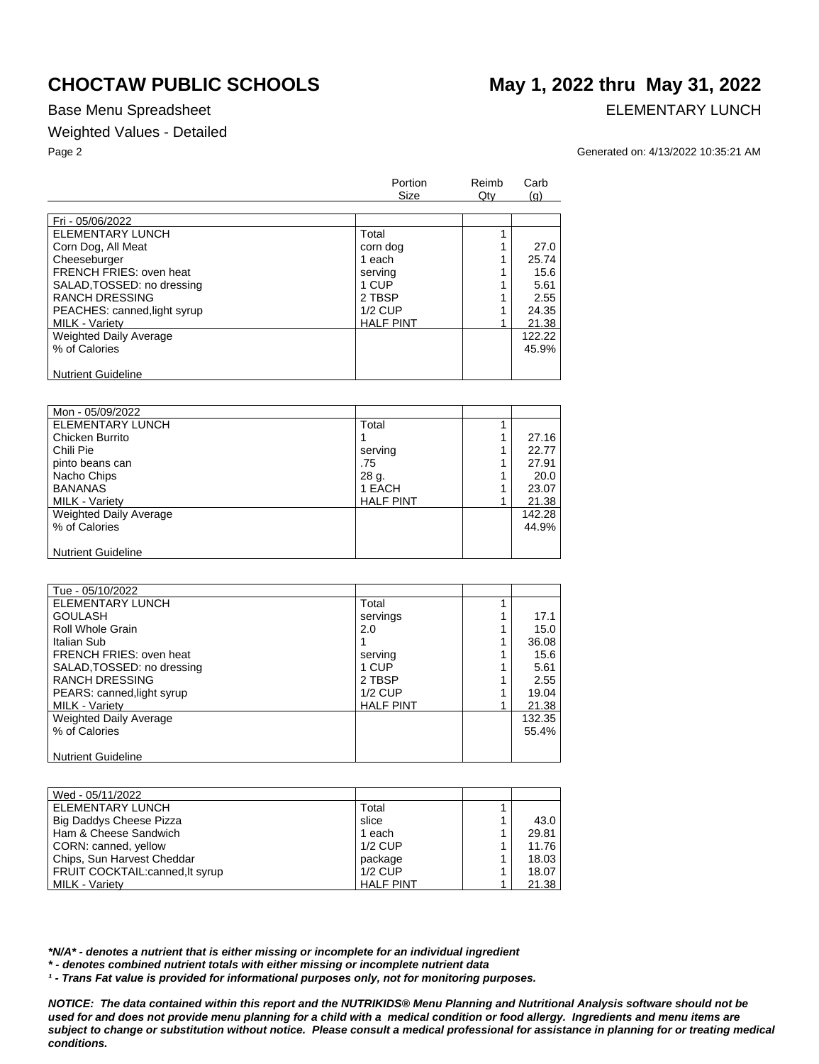# CHOCTAW PUBLIC SCHOOLS

**May 1, 2022 thru May 31, 2022**

Base Menu Spreadsheet

ELEMENTARY LUNCH

Weighted Values - Detailed

Generated on: 4/13/2022 10:35:21 AM

| | Portion Size | Reimb Qty | Carb (g) |
|---|---|---|---|
| Fri - 05/06/2022 | | | |
| ELEMENTARY LUNCH | Total | 1 | |
| Corn Dog, All Meat | corn dog | 1 | 27.0 |
| Cheeseburger | 1 each | 1 | 25.74 |
| FRENCH FRIES: oven heat | serving | 1 | 15.6 |
| SALAD,TOSSED: no dressing | 1 CUP | 1 | 5.61 |
| RANCH DRESSING | 2 TBSP | 1 | 2.55 |
| PEACHES: canned,light syrup | 1/2 CUP | 1 | 24.35 |
| MILK - Variety | HALF PINT | 1 | 21.38 |
| Weighted Daily Average | | | 122.22 |
| % of Calories | | | 45.9% |
| Nutrient Guideline | | | |

| | Portion Size | Reimb Qty | Carb (g) |
|---|---|---|---|
| Mon - 05/09/2022 | | | |
| ELEMENTARY LUNCH | Total | 1 | |
| Chicken Burrito | 1 | 1 | 27.16 |
| Chili Pie | serving | 1 | 22.77 |
| pinto beans can | .75 | 1 | 27.91 |
| Nacho Chips | 28 g. | 1 | 20.0 |
| BANANAS | 1 EACH | 1 | 23.07 |
| MILK - Variety | HALF PINT | 1 | 21.38 |
| Weighted Daily Average | | | 142.28 |
| % of Calories | | | 44.9% |
| Nutrient Guideline | | | |

| | Portion Size | Reimb Qty | Carb (g) |
|---|---|---|---|
| Tue - 05/10/2022 | | | |
| ELEMENTARY LUNCH | Total | 1 | |
| GOULASH | servings | 1 | 17.1 |
| Roll Whole Grain | 2.0 | 1 | 15.0 |
| Italian Sub | 1 | 1 | 36.08 |
| FRENCH FRIES: oven heat | serving | 1 | 15.6 |
| SALAD,TOSSED: no dressing | 1 CUP | 1 | 5.61 |
| RANCH DRESSING | 2 TBSP | 1 | 2.55 |
| PEARS: canned,light syrup | 1/2 CUP | 1 | 19.04 |
| MILK - Variety | HALF PINT | 1 | 21.38 |
| Weighted Daily Average | | | 132.35 |
| % of Calories | | | 55.4% |
| Nutrient Guideline | | | |

| | Portion Size | Reimb Qty | Carb (g) |
|---|---|---|---|
| Wed - 05/11/2022 | | | |
| ELEMENTARY LUNCH | Total | 1 | |
| Big Daddys Cheese Pizza | slice | 1 | 43.0 |
| Ham & Cheese Sandwich | 1 each | 1 | 29.81 |
| CORN: canned, yellow | 1/2 CUP | 1 | 11.76 |
| Chips, Sun Harvest Cheddar | package | 1 | 18.03 |
| FRUIT COCKTAIL:canned,lt syrup | 1/2 CUP | 1 | 18.07 |
| MILK - Variety | HALF PINT | 1 | 21.38 |

***N/A* - denotes a nutrient that is either missing or incomplete for an individual ingredient**

***\* - denotes combined nutrient totals with either missing or incomplete nutrient data***

***¹ - Trans Fat value is provided for informational purposes only, not for monitoring purposes.***

***NOTICE: The data contained within this report and the NUTRIKIDS® Menu Planning and Nutritional Analysis software should not be used for and does not provide menu planning for a child with a medical condition or food allergy. Ingredients and menu items are subject to change or substitution without notice. Please consult a medical professional for assistance in planning for or treating medical conditions.***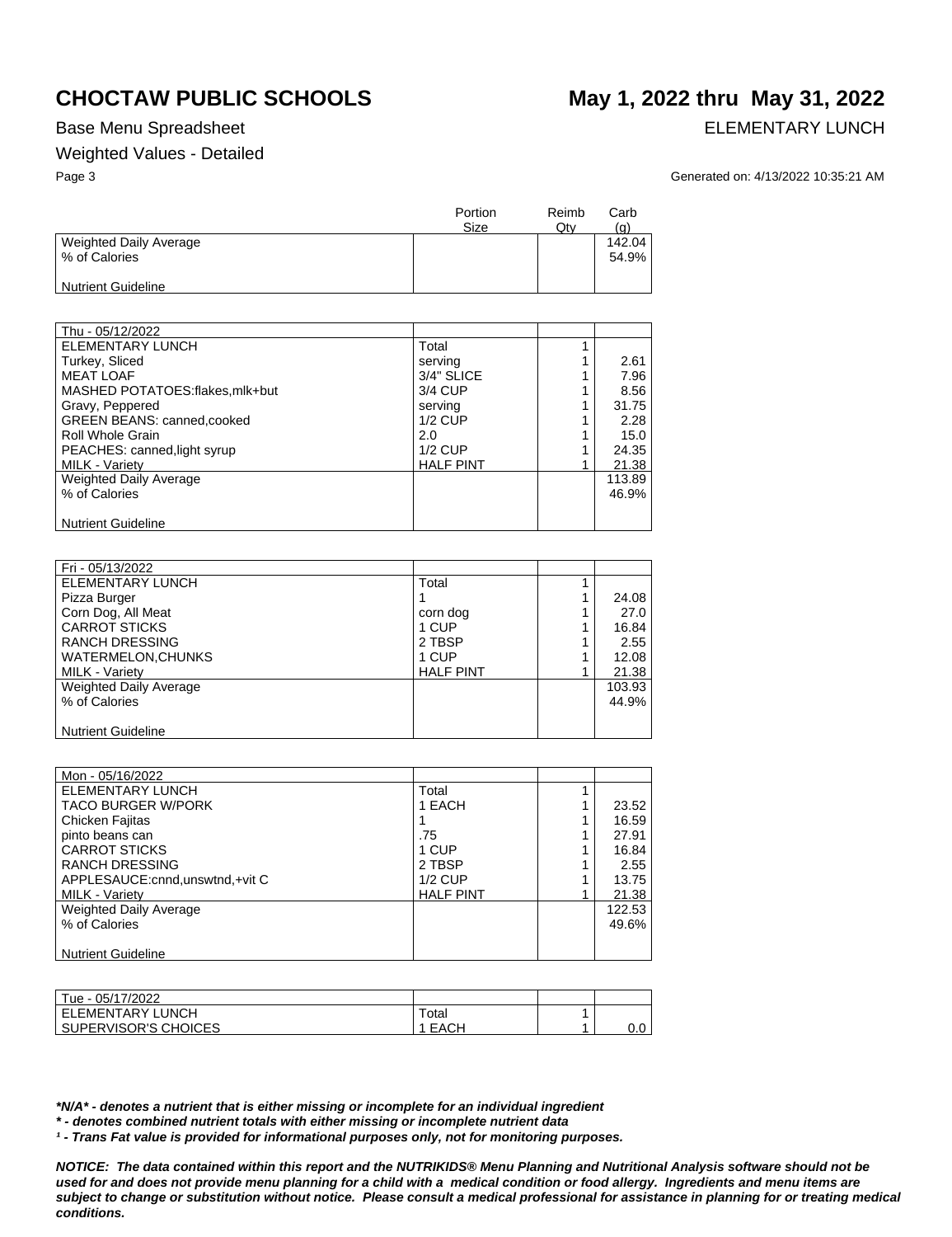# CHOCTAW PUBLIC SCHOOLS

# May 1, 2022 thru May 31, 2022

Base Menu Spreadsheet

ELEMENTARY LUNCH

Weighted Values - Detailed

Generated on: 4/13/2022 10:35:21 AM

| | Portion Size | Reimb Qty | Carb (g) |
|---|---|---|---|
| Weighted Daily Average | | | 142.04 |
| % of Calories | | | 54.9% |
| Nutrient Guideline | | | |

| Thu - 05/12/2022 | | | |
|---|---|---|---|
| ELEMENTARY LUNCH | Total | 1 | |
| Turkey, Sliced | serving | 1 | 2.61 |
| MEAT LOAF | 3/4" SLICE | 1 | 7.96 |
| MASHED POTATOES:flakes,mlk+but | 3/4 CUP | 1 | 8.56 |
| Gravy, Peppered | serving | 1 | 31.75 |
| GREEN BEANS: canned,cooked | 1/2 CUP | 1 | 2.28 |
| Roll Whole Grain | 2.0 | 1 | 15.0 |
| PEACHES: canned,light syrup | 1/2 CUP | 1 | 24.35 |
| MILK - Variety | HALF PINT | 1 | 21.38 |
| Weighted Daily Average | | | 113.89 |
| % of Calories | | | 46.9% |
| Nutrient Guideline | | | |

| Fri - 05/13/2022 | | | |
|---|---|---|---|
| ELEMENTARY LUNCH | Total | 1 | |
| Pizza Burger | 1 | 1 | 24.08 |
| Corn Dog, All Meat | corn dog | 1 | 27.0 |
| CARROT STICKS | 1 CUP | 1 | 16.84 |
| RANCH DRESSING | 2 TBSP | 1 | 2.55 |
| WATERMELON,CHUNKS | 1 CUP | 1 | 12.08 |
| MILK - Variety | HALF PINT | 1 | 21.38 |
| Weighted Daily Average | | | 103.93 |
| % of Calories | | | 44.9% |
| Nutrient Guideline | | | |

| Mon - 05/16/2022 | | | |
|---|---|---|---|
| ELEMENTARY LUNCH | Total | 1 | |
| TACO BURGER W/PORK | 1 EACH | 1 | 23.52 |
| Chicken Fajitas | 1 | 1 | 16.59 |
| pinto beans can | .75 | 1 | 27.91 |
| CARROT STICKS | 1 CUP | 1 | 16.84 |
| RANCH DRESSING | 2 TBSP | 1 | 2.55 |
| APPLESAUCE:cnnd,unswtnd,+vit C | 1/2 CUP | 1 | 13.75 |
| MILK - Variety | HALF PINT | 1 | 21.38 |
| Weighted Daily Average | | | 122.53 |
| % of Calories | | | 49.6% |
| Nutrient Guideline | | | |

| Tue - 05/17/2022 | | | |
|---|---|---|---|
| ELEMENTARY LUNCH | Total | 1 | |
| SUPERVISOR'S CHOICES | 1 EACH | 1 | 0.0 |

***N/A* - denotes a nutrient that is either missing or incomplete for an individual ingredient**

***\* - denotes combined nutrient totals with either missing or incomplete nutrient data***

***¹ - Trans Fat value is provided for informational purposes only, not for monitoring purposes.***

***NOTICE: The data contained within this report and the NUTRIKIDS® Menu Planning and Nutritional Analysis software should not be used for and does not provide menu planning for a child with a medical condition or food allergy. Ingredients and menu items are subject to change or substitution without notice. Please consult a medical professional for assistance in planning for or treating medical conditions.***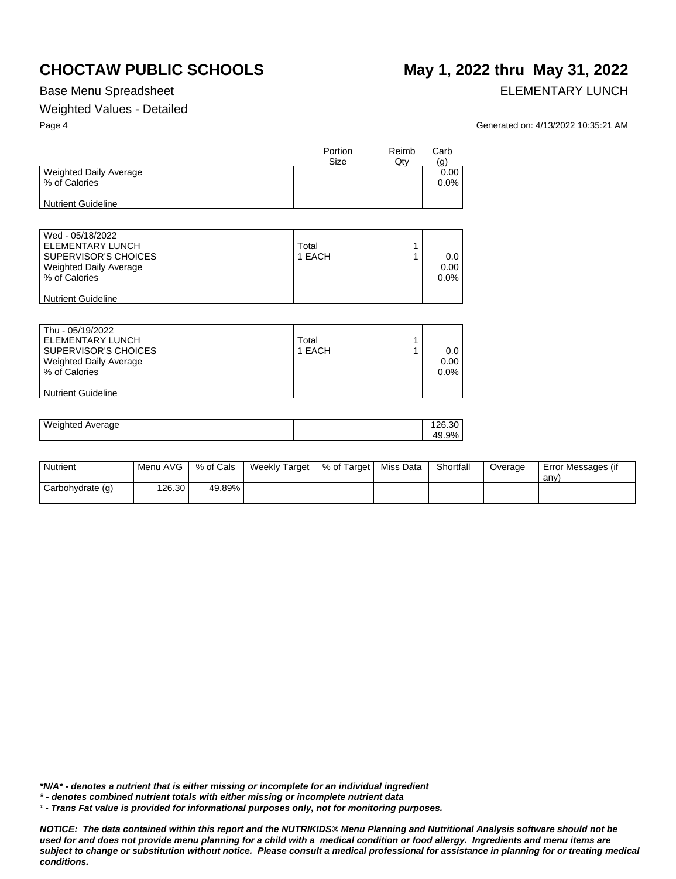# CHOCTAW PUBLIC SCHOOLS

# May 1, 2022 thru May 31, 2022

Base Menu Spreadsheet

ELEMENTARY LUNCH

Weighted Values - Detailed

Generated on: 4/13/2022 10:35:21 AM

| | Portion Size | Reimb Qty | Carb (g) |
|---|---|---|---|
| Weighted Daily Average | | | 0.00 |
| % of Calories | | | 0.0% |
| Nutrient Guideline | | | |

| | | | |
|---|---|---|---|
| Wed - 05/18/2022 | | | |
| ELEMENTARY LUNCH | Total | 1 | |
| SUPERVISOR'S CHOICES | 1 EACH | 1 | 0.0 |
| Weighted Daily Average | | | 0.00 |
| % of Calories | | | 0.0% |
| Nutrient Guideline | | | |

| | | | |
|---|---|---|---|
| Thu - 05/19/2022 | | | |
| ELEMENTARY LUNCH | Total | 1 | |
| SUPERVISOR'S CHOICES | 1 EACH | 1 | 0.0 |
| Weighted Daily Average | | | 0.00 |
| % of Calories | | | 0.0% |
| Nutrient Guideline | | | |

| | | | |
|---|---|---|---|
| Weighted Average | | | 126.30<br>49.9% |

| Nutrient | Menu AVG | % of Cals | Weekly Target | % of Target | Miss Data | Shortfall | Overage | Error Messages (if any) |
|---|---|---|---|---|---|---|---|---|
| Carbohydrate (g) | 126.30 | 49.89% | | | | | | |

***N/A* - denotes a nutrient that is either missing or incomplete for an individual ingredient**

***\* - denotes combined nutrient totals with either missing or incomplete nutrient data***

***¹ - Trans Fat value is provided for informational purposes only, not for monitoring purposes.***

***NOTICE: The data contained within this report and the NUTRIKIDS® Menu Planning and Nutritional Analysis software should not be used for and does not provide menu planning for a child with a medical condition or food allergy. Ingredients and menu items are subject to change or substitution without notice. Please consult a medical professional for assistance in planning for or treating medical conditions.***